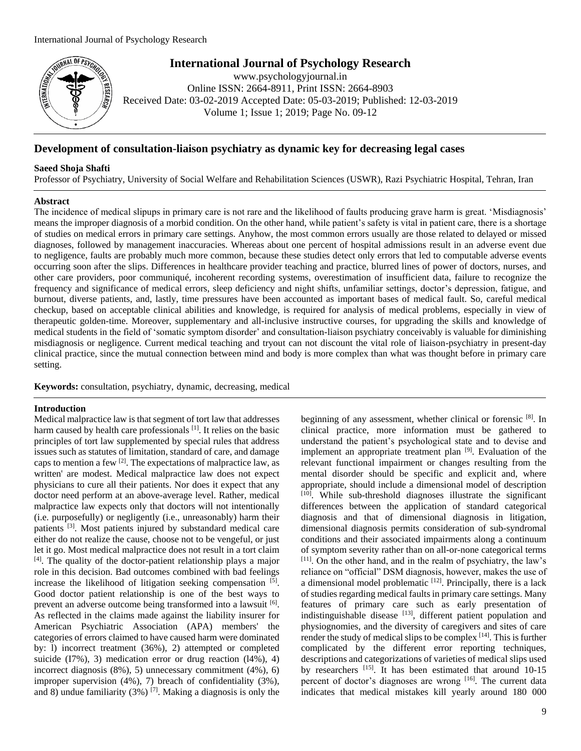# Development of consultation-liaison psychiatry as dynamic key for decreasing legal cases

**Saeed Shoja Shafti**

Professor of Psychiatry, University of Social Welfare and Rehabilitation Sciences (USWR), Razi Psychiatric Hospital, Tehran, Iran

## Abstract

The incidence of medical slipups in primary care is not rare and the likelihood of faults producing grave harm is great. 'Misdiagnosis' means the improper diagnosis of a morbid condition. On the other hand, while patient's safety is vital in patient care, there is a shortage of studies on medical errors in primary care settings. Anyhow, the most common errors usually are those related to delayed or missed diagnoses, followed by management inaccuracies. Whereas about one percent of hospital admissions result in an adverse event due to negligence, faults are probably much more common, because these studies detect only errors that led to computable adverse events occurring soon after the slips. Differences in healthcare provider teaching and practice, blurred lines of power of doctors, nurses, and other care providers, poor communiqué, incoherent recording systems, overestimation of insufficient data, failure to recognize the frequency and significance of medical errors, sleep deficiency and night shifts, unfamiliar settings, doctor's depression, fatigue, and burnout, diverse patients, and, lastly, time pressures have been accounted as important bases of medical fault. So, careful medical checkup, based on acceptable clinical abilities and knowledge, is required for analysis of medical problems, especially in view of therapeutic golden-time. Moreover, supplementary and all-inclusive instructive courses, for upgrading the skills and knowledge of medical students in the field of 'somatic symptom disorder' and consultation-liaison psychiatry conceivably is valuable for diminishing misdiagnosis or negligence. Current medical teaching and tryout can not discount the vital role of liaison-psychiatry in present-day clinical practice, since the mutual connection between mind and body is more complex than what was thought before in primary care setting.

**Keywords:** consultation, psychiatry, dynamic, decreasing, medical

## Introduction

Medical malpractice law is that segment of tort law that addresses harm caused by health care professionals [1]. It relies on the basic principles of tort law supplemented by special rules that address issues such as statutes of limitation, standard of care, and damage caps to mention a few [2]. The expectations of malpractice law, as written' are modest. Medical malpractice law does not expect physicians to cure all their patients. Nor does it expect that any doctor need perform at an above-average level. Rather, medical malpractice law expects only that doctors will not intentionally (i.e. purposefully) or negligently (i.e., unreasonably) harm their patients [3]. Most patients injured by substandard medical care either do not realize the cause, choose not to be vengeful, or just let it go. Most medical malpractice does not result in a tort claim [4]. The quality of the doctor-patient relationship plays a major role in this decision. Bad outcomes combined with bad feelings increase the likelihood of litigation seeking compensation [5]. Good doctor patient relationship is one of the best ways to prevent an adverse outcome being transformed into a lawsuit [6]. As reflected in the claims made against the liability insurer for American Psychiatric Association (APA) members' the categories of errors claimed to have caused harm were dominated by: l) incorrect treatment (36%), 2) attempted or completed suicide (l7%), 3) medication error or drug reaction (l4%), 4) incorrect diagnosis (8%), 5) unnecessary commitment (4%), 6) improper supervision (4%), 7) breach of confidentiality (3%), and 8) undue familiarity (3%) [7]. Making a diagnosis is only the beginning of any assessment, whether clinical or forensic [8]. In clinical practice, more information must be gathered to understand the patient's psychological state and to devise and implement an appropriate treatment plan [9]. Evaluation of the relevant functional impairment or changes resulting from the mental disorder should be specific and explicit and, where appropriate, should include a dimensional model of description [10]. While sub-threshold diagnoses illustrate the significant differences between the application of standard categorical diagnosis and that of dimensional diagnosis in litigation, dimensional diagnosis permits consideration of sub-syndromal conditions and their associated impairments along a continuum of symptom severity rather than on all-or-none categorical terms [11]. On the other hand, and in the realm of psychiatry, the law's reliance on "official" DSM diagnosis, however, makes the use of a dimensional model problematic [12]. Principally, there is a lack of studies regarding medical faults in primary care settings. Many features of primary care such as early presentation of indistinguishable disease [13], different patient population and physiognomies, and the diversity of caregivers and sites of care render the study of medical slips to be complex [14]. This is further complicated by the different error reporting techniques, descriptions and categorizations of varieties of medical slips used by researchers [15]. It has been estimated that around 10-15 percent of doctor's diagnoses are wrong [16]. The current data indicates that medical mistakes kill yearly around 180 000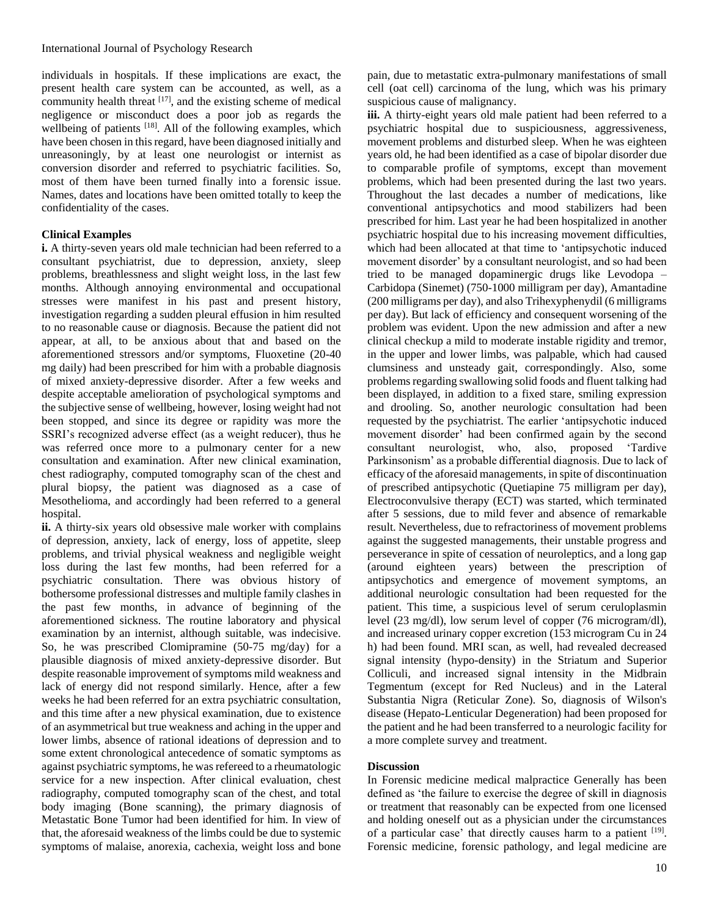individuals in hospitals. If these implications are exact, the present health care system can be accounted, as well, as a community health threat [17], and the existing scheme of medical negligence or misconduct does a poor job as regards the wellbeing of patients [18]. All of the following examples, which have been chosen in this regard, have been diagnosed initially and unreasoningly, by at least one neurologist or internist as conversion disorder and referred to psychiatric facilities. So, most of them have been turned finally into a forensic issue. Names, dates and locations have been omitted totally to keep the confidentiality of the cases.

## Clinical Examples

**i.** A thirty-seven years old male technician had been referred to a consultant psychiatrist, due to depression, anxiety, sleep problems, breathlessness and slight weight loss, in the last few months. Although annoying environmental and occupational stresses were manifest in his past and present history, investigation regarding a sudden pleural effusion in him resulted to no reasonable cause or diagnosis. Because the patient did not appear, at all, to be anxious about that and based on the aforementioned stressors and/or symptoms, Fluoxetine (20-40 mg daily) had been prescribed for him with a probable diagnosis of mixed anxiety-depressive disorder. After a few weeks and despite acceptable amelioration of psychological symptoms and the subjective sense of wellbeing, however, losing weight had not been stopped, and since its degree or rapidity was more the SSRI's recognized adverse effect (as a weight reducer), thus he was referred once more to a pulmonary center for a new consultation and examination. After new clinical examination, chest radiography, computed tomography scan of the chest and plural biopsy, the patient was diagnosed as a case of Mesothelioma, and accordingly had been referred to a general hospital.

**ii.** A thirty-six years old obsessive male worker with complains of depression, anxiety, lack of energy, loss of appetite, sleep problems, and trivial physical weakness and negligible weight loss during the last few months, had been referred for a psychiatric consultation. There was obvious history of bothersome professional distresses and multiple family clashes in the past few months, in advance of beginning of the aforementioned sickness. The routine laboratory and physical examination by an internist, although suitable, was indecisive. So, he was prescribed Clomipramine (50-75 mg/day) for a plausible diagnosis of mixed anxiety-depressive disorder. But despite reasonable improvement of symptoms mild weakness and lack of energy did not respond similarly. Hence, after a few weeks he had been referred for an extra psychiatric consultation, and this time after a new physical examination, due to existence of an asymmetrical but true weakness and aching in the upper and lower limbs, absence of rational ideations of depression and to some extent chronological antecedence of somatic symptoms as against psychiatric symptoms, he was refereed to a rheumatologic service for a new inspection. After clinical evaluation, chest radiography, computed tomography scan of the chest, and total body imaging (Bone scanning), the primary diagnosis of Metastatic Bone Tumor had been identified for him. In view of that, the aforesaid weakness of the limbs could be due to systemic symptoms of malaise, anorexia, cachexia, weight loss and bone pain, due to metastatic extra-pulmonary manifestations of small cell (oat cell) carcinoma of the lung, which was his primary suspicious cause of malignancy.

**iii.** A thirty-eight years old male patient had been referred to a psychiatric hospital due to suspiciousness, aggressiveness, movement problems and disturbed sleep. When he was eighteen years old, he had been identified as a case of bipolar disorder due to comparable profile of symptoms, except than movement problems, which had been presented during the last two years. Throughout the last decades a number of medications, like conventional antipsychotics and mood stabilizers had been prescribed for him. Last year he had been hospitalized in another psychiatric hospital due to his increasing movement difficulties, which had been allocated at that time to 'antipsychotic induced movement disorder' by a consultant neurologist, and so had been tried to be managed dopaminergic drugs like Levodopa – Carbidopa (Sinemet) (750-1000 milligram per day), Amantadine (200 milligrams per day), and also Trihexyphenydil (6 milligrams per day). But lack of efficiency and consequent worsening of the problem was evident. Upon the new admission and after a new clinical checkup a mild to moderate instable rigidity and tremor, in the upper and lower limbs, was palpable, which had caused clumsiness and unsteady gait, correspondingly. Also, some problems regarding swallowing solid foods and fluent talking had been displayed, in addition to a fixed stare, smiling expression and drooling. So, another neurologic consultation had been requested by the psychiatrist. The earlier 'antipsychotic induced movement disorder' had been confirmed again by the second consultant neurologist, who, also, proposed 'Tardive Parkinsonism' as a probable differential diagnosis. Due to lack of efficacy of the aforesaid managements, in spite of discontinuation of prescribed antipsychotic (Quetiapine 75 milligram per day), Electroconvulsive therapy (ECT) was started, which terminated after 5 sessions, due to mild fever and absence of remarkable result. Nevertheless, due to refractoriness of movement problems against the suggested managements, their unstable progress and perseverance in spite of cessation of neuroleptics, and a long gap (around eighteen years) between the prescription of antipsychotics and emergence of movement symptoms, an additional neurologic consultation had been requested for the patient. This time, a suspicious level of serum ceruloplasmin level (23 mg/dl), low serum level of copper (76 microgram/dl), and increased urinary copper excretion (153 microgram Cu in 24 h) had been found. MRI scan, as well, had revealed decreased signal intensity (hypo-density) in the Striatum and Superior Colliculi, and increased signal intensity in the Midbrain Tegmentum (except for Red Nucleus) and in the Lateral Substantia Nigra (Reticular Zone). So, diagnosis of Wilson's disease (Hepato-Lenticular Degeneration) had been proposed for the patient and he had been transferred to a neurologic facility for a more complete survey and treatment.

## Discussion

In Forensic medicine medical malpractice Generally has been defined as 'the failure to exercise the degree of skill in diagnosis or treatment that reasonably can be expected from one licensed and holding oneself out as a physician under the circumstances of a particular case' that directly causes harm to a patient [19]. Forensic medicine, forensic pathology, and legal medicine are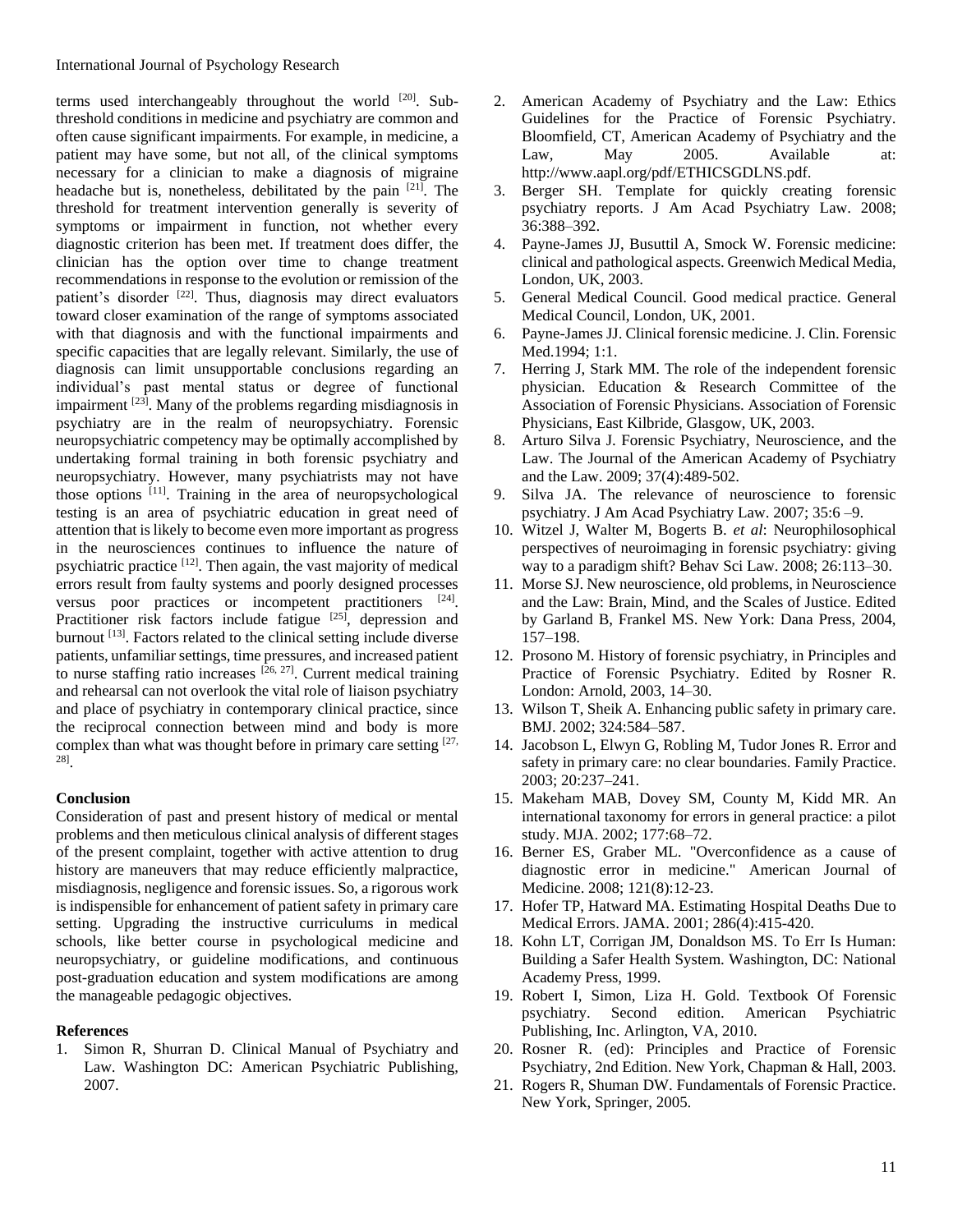terms used interchangeably throughout the world [20]. Subthreshold conditions in medicine and psychiatry are common and often cause significant impairments. For example, in medicine, a patient may have some, but not all, of the clinical symptoms necessary for a clinician to make a diagnosis of migraine headache but is, nonetheless, debilitated by the pain [21]. The threshold for treatment intervention generally is severity of symptoms or impairment in function, not whether every diagnostic criterion has been met. If treatment does differ, the clinician has the option over time to change treatment recommendations in response to the evolution or remission of the patient's disorder [22]. Thus, diagnosis may direct evaluators toward closer examination of the range of symptoms associated with that diagnosis and with the functional impairments and specific capacities that are legally relevant. Similarly, the use of diagnosis can limit unsupportable conclusions regarding an individual's past mental status or degree of functional impairment [23]. Many of the problems regarding misdiagnosis in psychiatry are in the realm of neuropsychiatry. Forensic neuropsychiatric competency may be optimally accomplished by undertaking formal training in both forensic psychiatry and neuropsychiatry. However, many psychiatrists may not have those options [11]. Training in the area of neuropsychological testing is an area of psychiatric education in great need of attention that is likely to become even more important as progress in the neurosciences continues to influence the nature of psychiatric practice [12]. Then again, the vast majority of medical errors result from faulty systems and poorly designed processes versus poor practices or incompetent practitioners [24]. Practitioner risk factors include fatigue [25], depression and burnout [13]. Factors related to the clinical setting include diverse patients, unfamiliar settings, time pressures, and increased patient to nurse staffing ratio increases [26, 27]. Current medical training and rehearsal can not overlook the vital role of liaison psychiatry and place of psychiatry in contemporary clinical practice, since the reciprocal connection between mind and body is more complex than what was thought before in primary care setting [27, 28].

## Conclusion

Consideration of past and present history of medical or mental problems and then meticulous clinical analysis of different stages of the present complaint, together with active attention to drug history are maneuvers that may reduce efficiently malpractice, misdiagnosis, negligence and forensic issues. So, a rigorous work is indispensible for enhancement of patient safety in primary care setting. Upgrading the instructive curriculums in medical schools, like better course in psychological medicine and neuropsychiatry, or guideline modifications, and continuous post-graduation education and system modifications are among the manageable pedagogic objectives.

## References

1. Simon R, Shurran D. Clinical Manual of Psychiatry and Law. Washington DC: American Psychiatric Publishing, 2007.
2. American Academy of Psychiatry and the Law: Ethics Guidelines for the Practice of Forensic Psychiatry. Bloomfield, CT, American Academy of Psychiatry and the Law, May 2005. Available at: http://www.aapl.org/pdf/ETHICSGDLNS.pdf.
3. Berger SH. Template for quickly creating forensic psychiatry reports. J Am Acad Psychiatry Law. 2008; 36:388–392.
4. Payne-James JJ, Busuttil A, Smock W. Forensic medicine: clinical and pathological aspects. Greenwich Medical Media, London, UK, 2003.
5. General Medical Council. Good medical practice. General Medical Council, London, UK, 2001.
6. Payne-James JJ. Clinical forensic medicine. J. Clin. Forensic Med.1994; 1:1.
7. Herring J, Stark MM. The role of the independent forensic physician. Education & Research Committee of the Association of Forensic Physicians. Association of Forensic Physicians, East Kilbride, Glasgow, UK, 2003.
8. Arturo Silva J. Forensic Psychiatry, Neuroscience, and the Law. The Journal of the American Academy of Psychiatry and the Law. 2009; 37(4):489-502.
9. Silva JA. The relevance of neuroscience to forensic psychiatry. J Am Acad Psychiatry Law. 2007; 35:6 –9.
10. Witzel J, Walter M, Bogerts B. *et al*: Neurophilosophical perspectives of neuroimaging in forensic psychiatry: giving way to a paradigm shift? Behav Sci Law. 2008; 26:113–30.
11. Morse SJ. New neuroscience, old problems, in Neuroscience and the Law: Brain, Mind, and the Scales of Justice. Edited by Garland B, Frankel MS. New York: Dana Press, 2004, 157–198.
12. Prosono M. History of forensic psychiatry, in Principles and Practice of Forensic Psychiatry. Edited by Rosner R. London: Arnold, 2003, 14–30.
13. Wilson T, Sheik A. Enhancing public safety in primary care. BMJ. 2002; 324:584–587.
14. Jacobson L, Elwyn G, Robling M, Tudor Jones R. Error and safety in primary care: no clear boundaries. Family Practice. 2003; 20:237–241.
15. Makeham MAB, Dovey SM, County M, Kidd MR. An international taxonomy for errors in general practice: a pilot study. MJA. 2002; 177:68–72.
16. Berner ES, Graber ML. "Overconfidence as a cause of diagnostic error in medicine." American Journal of Medicine. 2008; 121(8):12-23.
17. Hofer TP, Hatward MA. Estimating Hospital Deaths Due to Medical Errors. JAMA. 2001; 286(4):415-420.
18. Kohn LT, Corrigan JM, Donaldson MS. To Err Is Human: Building a Safer Health System. Washington, DC: National Academy Press, 1999.
19. Robert I, Simon, Liza H. Gold. Textbook Of Forensic psychiatry. Second edition. American Psychiatric Publishing, Inc. Arlington, VA, 2010.
20. Rosner R. (ed): Principles and Practice of Forensic Psychiatry, 2nd Edition. New York, Chapman & Hall, 2003.
21. Rogers R, Shuman DW. Fundamentals of Forensic Practice. New York, Springer, 2005.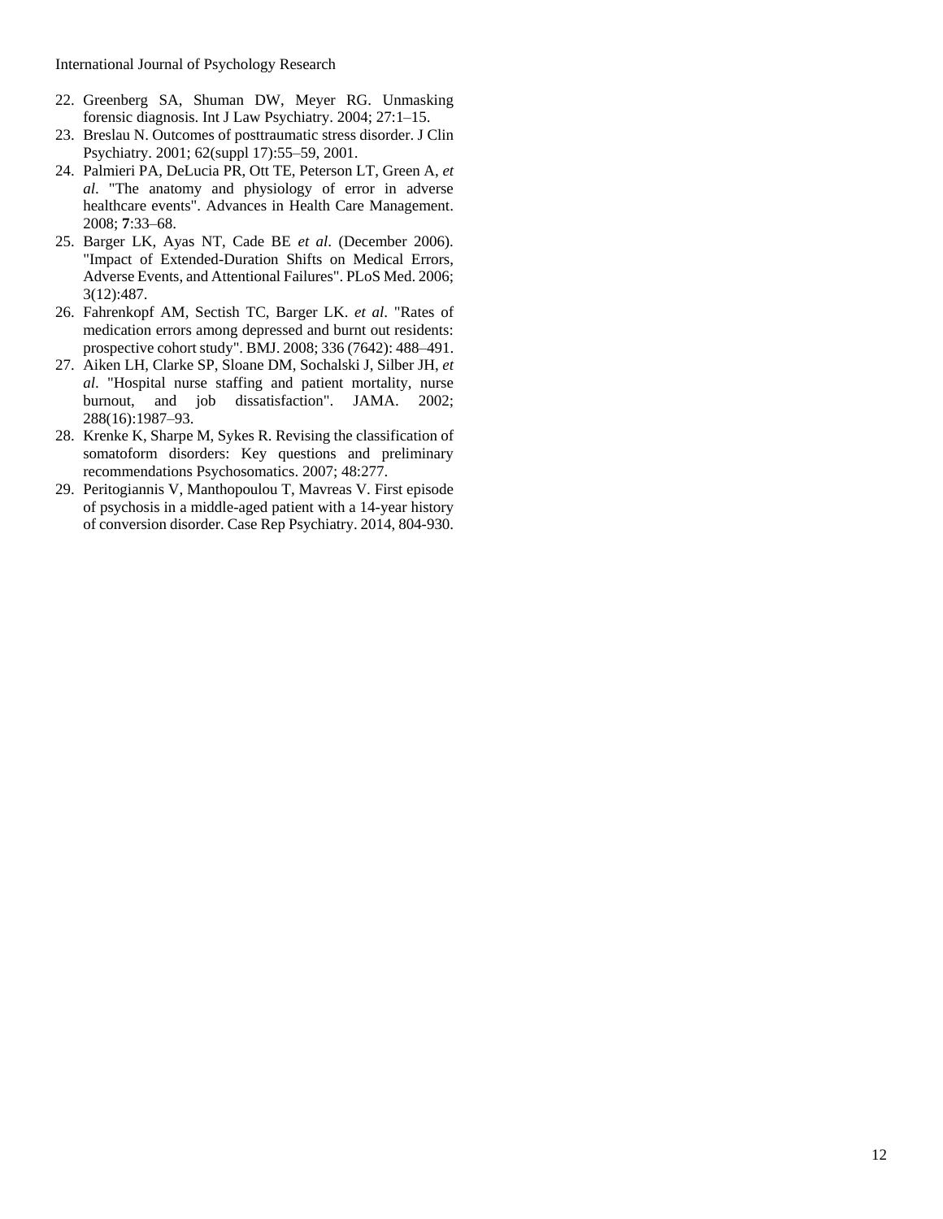22. Greenberg SA, Shuman DW, Meyer RG. Unmasking forensic diagnosis. Int J Law Psychiatry. 2004; 27:1–15.
23. Breslau N. Outcomes of posttraumatic stress disorder. J Clin Psychiatry. 2001; 62(suppl 17):55–59, 2001.
24. Palmieri PA, DeLucia PR, Ott TE, Peterson LT, Green A, *et al*. "The anatomy and physiology of error in adverse healthcare events". Advances in Health Care Management. 2008; **7**:33–68.
25. Barger LK, Ayas NT, Cade BE *et al*. (December 2006). "Impact of Extended-Duration Shifts on Medical Errors, Adverse Events, and Attentional Failures". PLoS Med. 2006; 3(12):487.
26. Fahrenkopf AM, Sectish TC, Barger LK. *et al*. "Rates of medication errors among depressed and burnt out residents: prospective cohort study". BMJ. 2008; 336 (7642): 488–491.
27. Aiken LH, Clarke SP, Sloane DM, Sochalski J, Silber JH, *et al*. "Hospital nurse staffing and patient mortality, nurse burnout, and job dissatisfaction". JAMA. 2002; 288(16):1987–93.
28. Krenke K, Sharpe M, Sykes R. Revising the classification of somatoform disorders: Key questions and preliminary recommendations Psychosomatics. 2007; 48:277.
29. Peritogiannis V, Manthopoulou T, Mavreas V. First episode of psychosis in a middle-aged patient with a 14-year history of conversion disorder. Case Rep Psychiatry. 2014, 804-930.